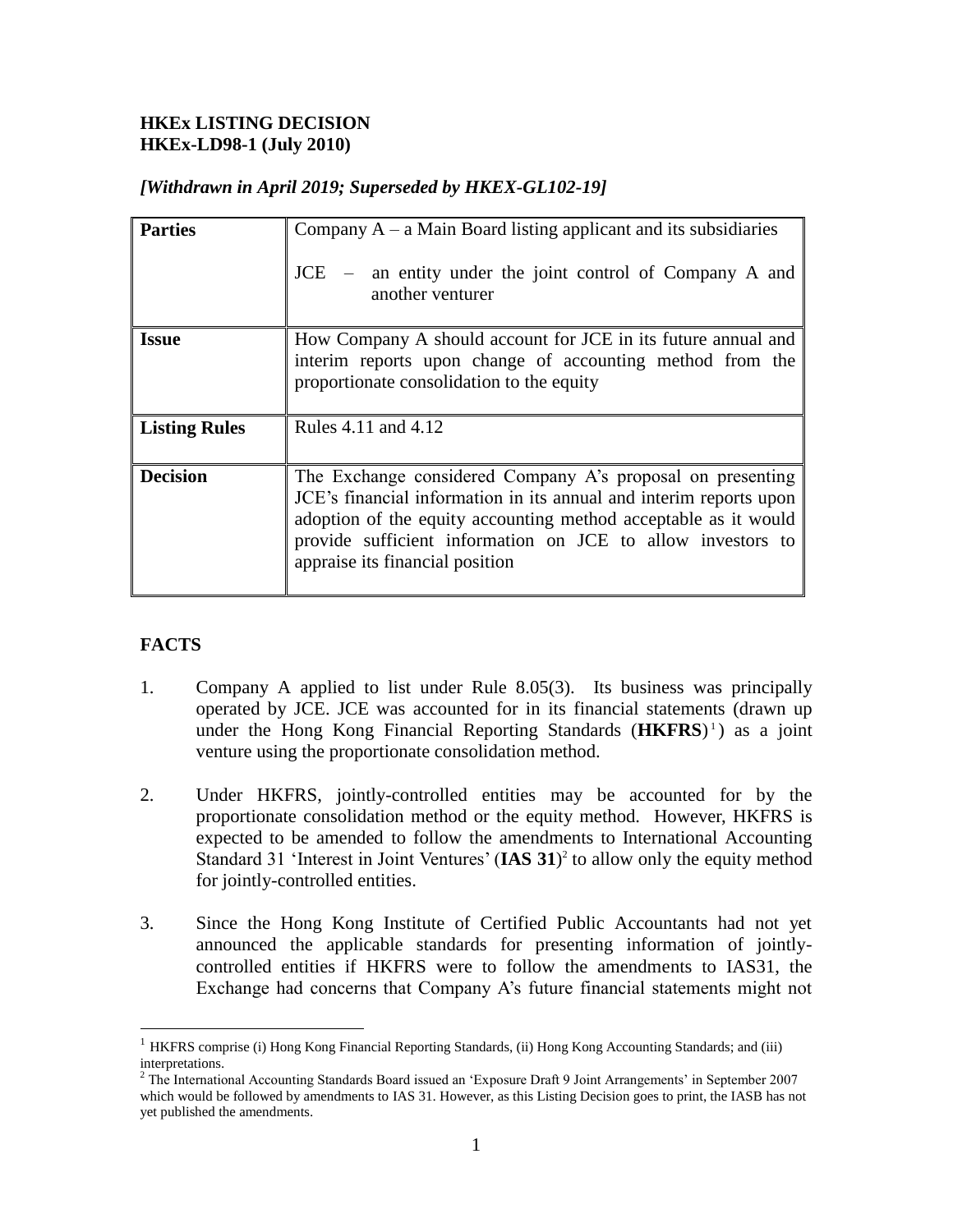**HKEx LISTING DECISION**
**HKEx-LD98-1 (July 2010)**

*[Withdrawn in April 2019; Superseded by HKEX-GL102-19]*

| | |
|---|---|
| **Parties** | Company A – a Main Board listing applicant and its subsidiaries<br><br>JCE – an entity under the joint control of Company A and another venturer |
| **Issue** | How Company A should account for JCE in its future annual and interim reports upon change of accounting method from the proportionate consolidation to the equity |
| **Listing Rules** | Rules 4.11 and 4.12 |
| **Decision** | The Exchange considered Company A's proposal on presenting JCE's financial information in its annual and interim reports upon adoption of the equity accounting method acceptable as it would provide sufficient information on JCE to allow investors to appraise its financial position |

## FACTS

1. Company A applied to list under Rule 8.05(3). Its business was principally operated by JCE. JCE was accounted for in its financial statements (drawn up under the Hong Kong Financial Reporting Standards (**HKFRS**)[1]) as a joint venture using the proportionate consolidation method.

2. Under HKFRS, jointly-controlled entities may be accounted for by the proportionate consolidation method or the equity method. However, HKFRS is expected to be amended to follow the amendments to International Accounting Standard 31 'Interest in Joint Ventures' (**IAS 31**)[2] to allow only the equity method for jointly-controlled entities.

3. Since the Hong Kong Institute of Certified Public Accountants had not yet announced the applicable standards for presenting information of jointly-controlled entities if HKFRS were to follow the amendments to IAS31, the Exchange had concerns that Company A's future financial statements might not

---

[1] HKFRS comprise (i) Hong Kong Financial Reporting Standards, (ii) Hong Kong Accounting Standards; and (iii) interpretations.

[2] The International Accounting Standards Board issued an 'Exposure Draft 9 Joint Arrangements' in September 2007 which would be followed by amendments to IAS 31. However, as this Listing Decision goes to print, the IASB has not yet published the amendments.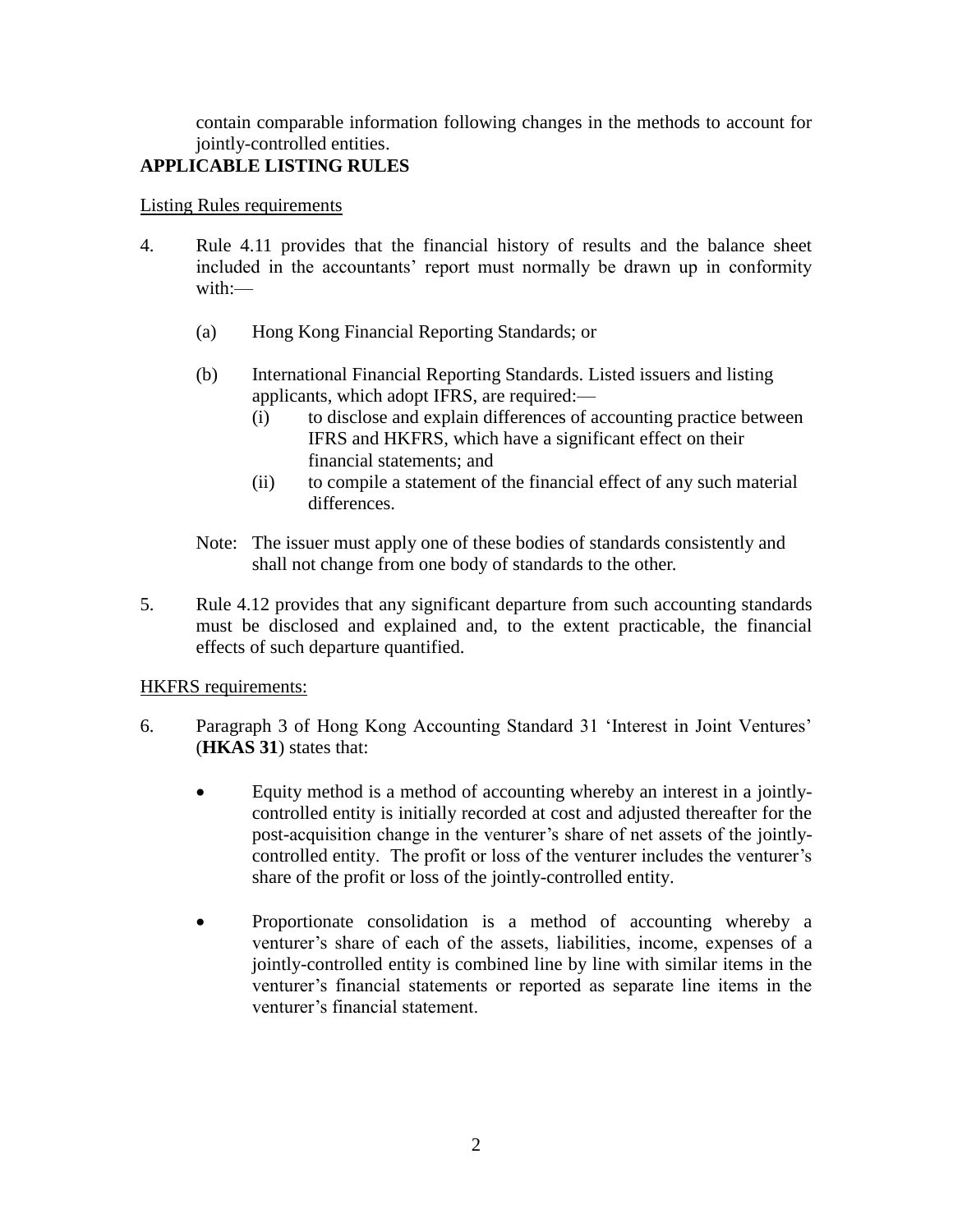contain comparable information following changes in the methods to account for jointly-controlled entities.

**APPLICABLE LISTING RULES**

Listing Rules requirements

4. Rule 4.11 provides that the financial history of results and the balance sheet included in the accountants' report must normally be drawn up in conformity with:—

   (a) Hong Kong Financial Reporting Standards; or

   (b) International Financial Reporting Standards. Listed issuers and listing applicants, which adopt IFRS, are required:—
      (i) to disclose and explain differences of accounting practice between IFRS and HKFRS, which have a significant effect on their financial statements; and
      (ii) to compile a statement of the financial effect of any such material differences.

   Note: The issuer must apply one of these bodies of standards consistently and shall not change from one body of standards to the other.

5. Rule 4.12 provides that any significant departure from such accounting standards must be disclosed and explained and, to the extent practicable, the financial effects of such departure quantified.

HKFRS requirements:

6. Paragraph 3 of Hong Kong Accounting Standard 31 'Interest in Joint Ventures' (**HKAS 31**) states that:

   - Equity method is a method of accounting whereby an interest in a jointly-controlled entity is initially recorded at cost and adjusted thereafter for the post-acquisition change in the venturer's share of net assets of the jointly-controlled entity. The profit or loss of the venturer includes the venturer's share of the profit or loss of the jointly-controlled entity.

   - Proportionate consolidation is a method of accounting whereby a venturer's share of each of the assets, liabilities, income, expenses of a jointly-controlled entity is combined line by line with similar items in the venturer's financial statements or reported as separate line items in the venturer's financial statement.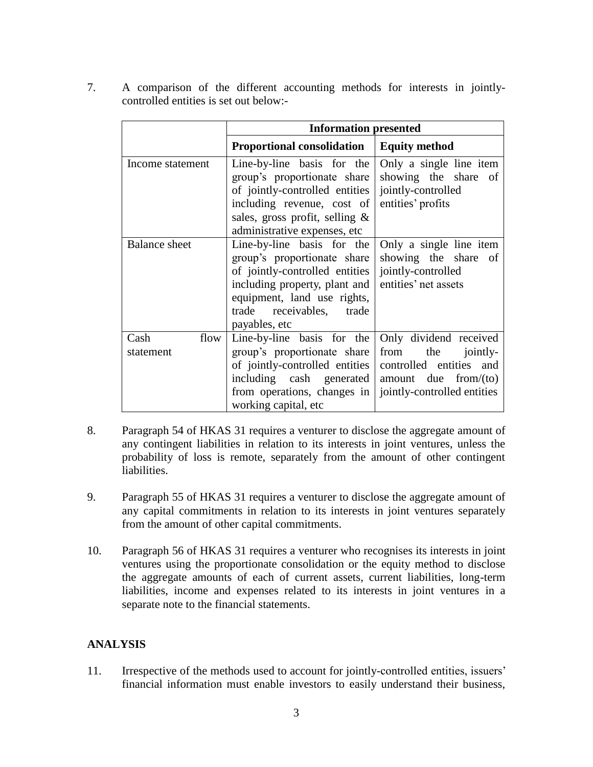7. A comparison of the different accounting methods for interests in jointly-controlled entities is set out below:-

| | Information presented | |
|---|---|---|
| | **Proportional consolidation** | **Equity method** |
| Income statement | Line-by-line basis for the group's proportionate share of jointly-controlled entities including revenue, cost of sales, gross profit, selling & administrative expenses, etc | Only a single line item showing the share of jointly-controlled entities' profits |
| Balance sheet | Line-by-line basis for the group's proportionate share of jointly-controlled entities including property, plant and equipment, land use rights, trade receivables, trade payables, etc | Only a single line item showing the share of jointly-controlled entities' net assets |
| Cash flow statement | Line-by-line basis for the group's proportionate share of jointly-controlled entities including cash generated from operations, changes in working capital, etc | Only dividend received from the jointly-controlled entities and amount due from/(to) jointly-controlled entities |

8. Paragraph 54 of HKAS 31 requires a venturer to disclose the aggregate amount of any contingent liabilities in relation to its interests in joint ventures, unless the probability of loss is remote, separately from the amount of other contingent liabilities.

9. Paragraph 55 of HKAS 31 requires a venturer to disclose the aggregate amount of any capital commitments in relation to its interests in joint ventures separately from the amount of other capital commitments.

10. Paragraph 56 of HKAS 31 requires a venturer who recognises its interests in joint ventures using the proportionate consolidation or the equity method to disclose the aggregate amounts of each of current assets, current liabilities, long-term liabilities, income and expenses related to its interests in joint ventures in a separate note to the financial statements.

## ANALYSIS

11. Irrespective of the methods used to account for jointly-controlled entities, issuers' financial information must enable investors to easily understand their business,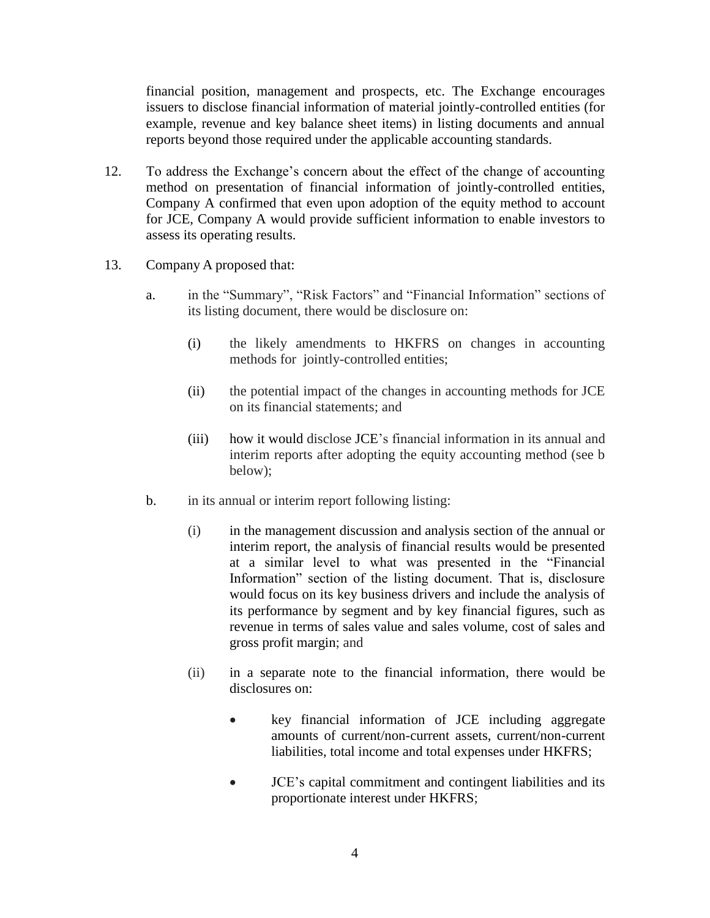financial position, management and prospects, etc. The Exchange encourages issuers to disclose financial information of material jointly-controlled entities (for example, revenue and key balance sheet items) in listing documents and annual reports beyond those required under the applicable accounting standards.

12. To address the Exchange's concern about the effect of the change of accounting method on presentation of financial information of jointly-controlled entities, Company A confirmed that even upon adoption of the equity method to account for JCE, Company A would provide sufficient information to enable investors to assess its operating results.

13. Company A proposed that:

    a. in the "Summary", "Risk Factors" and "Financial Information" sections of its listing document, there would be disclosure on:

        (i) the likely amendments to HKFRS on changes in accounting methods for jointly-controlled entities;

        (ii) the potential impact of the changes in accounting methods for JCE on its financial statements; and

        (iii) how it would disclose JCE's financial information in its annual and interim reports after adopting the equity accounting method (see b below);

    b. in its annual or interim report following listing:

        (i) in the management discussion and analysis section of the annual or interim report, the analysis of financial results would be presented at a similar level to what was presented in the "Financial Information" section of the listing document. That is, disclosure would focus on its key business drivers and include the analysis of its performance by segment and by key financial figures, such as revenue in terms of sales value and sales volume, cost of sales and gross profit margin; and

        (ii) in a separate note to the financial information, there would be disclosures on:

        - key financial information of JCE including aggregate amounts of current/non-current assets, current/non-current liabilities, total income and total expenses under HKFRS;

        - JCE's capital commitment and contingent liabilities and its proportionate interest under HKFRS;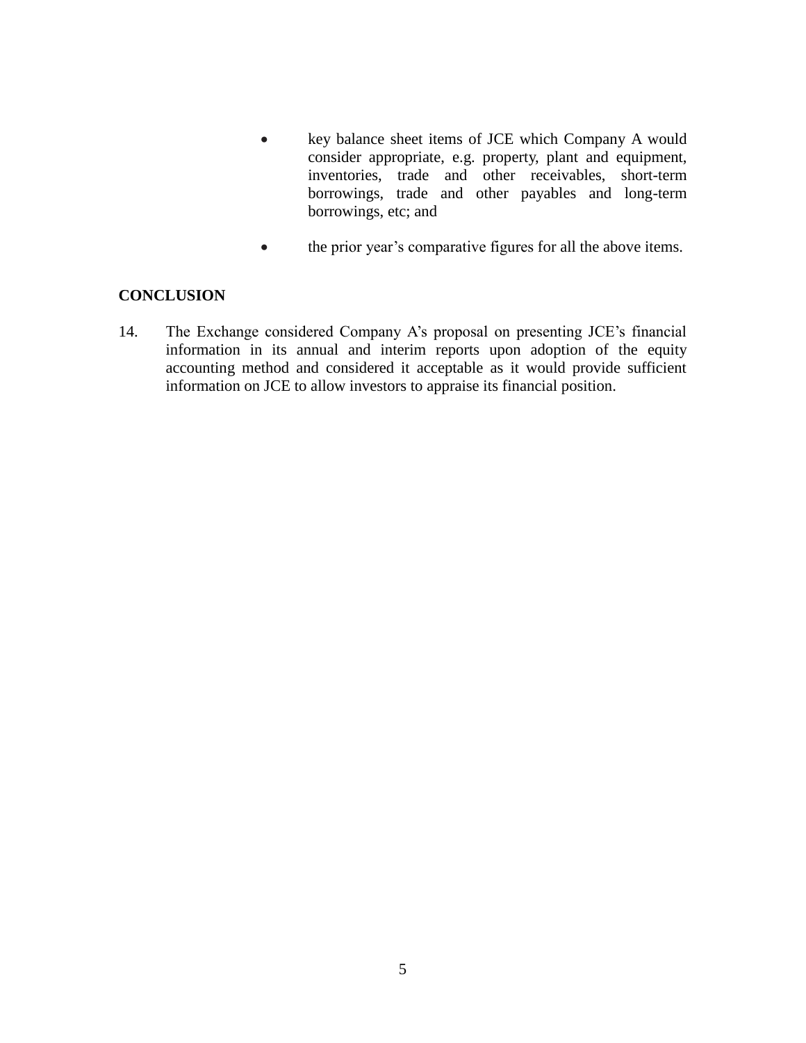- key balance sheet items of JCE which Company A would consider appropriate, e.g. property, plant and equipment, inventories, trade and other receivables, short-term borrowings, trade and other payables and long-term borrowings, etc; and

- the prior year's comparative figures for all the above items.

**CONCLUSION**

14. The Exchange considered Company A's proposal on presenting JCE's financial information in its annual and interim reports upon adoption of the equity accounting method and considered it acceptable as it would provide sufficient information on JCE to allow investors to appraise its financial position.